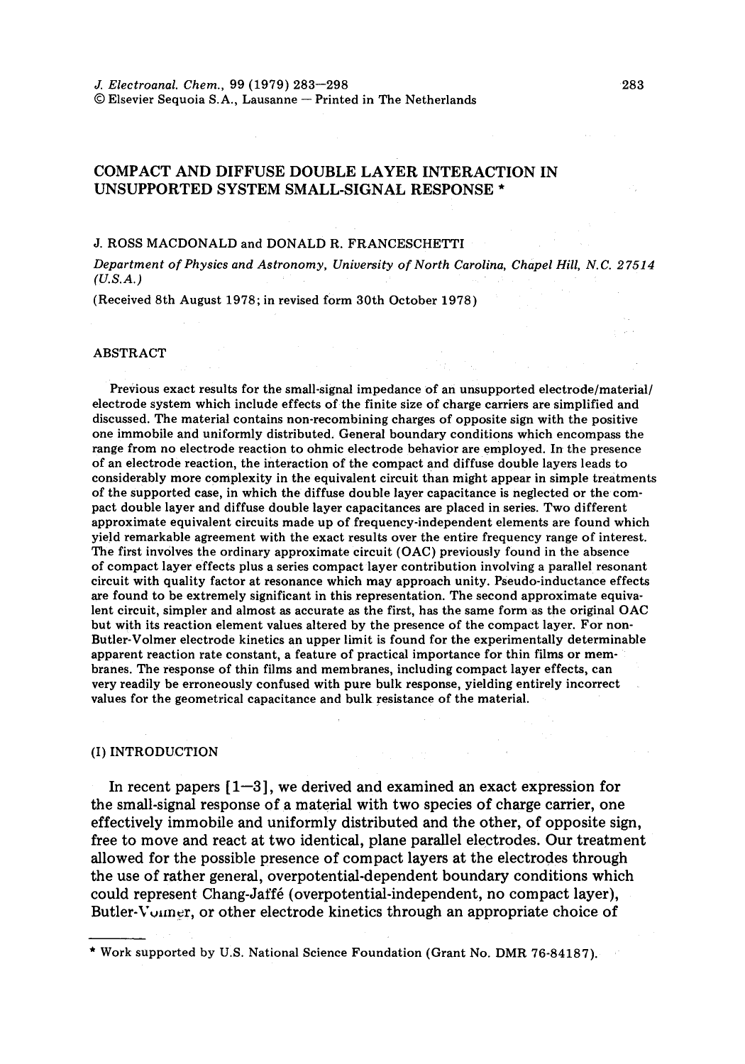# COMPACT AND DIFFUSE DOUBLE LAYER INTERACTION IN UNSUPPORTED SYSTEM SMALL-SIGNAL RESPONSE *

J. ROSS MACDONALD and DONALD R. FRANCESCHETTI

*Department of Physics and Astronomy, University of North Carolina, Chapel Hill, N.C. 27514 (U.S.A.)*

(Received 8th August 1978; in revised form 30th October 1978)

## ABSTRACT

Previous exact results for the small-signal impedance of an unsupported electrode/material/electrode system which include effects of the finite size of charge carriers are simplified and discussed. The material contains non-recombining charges of opposite sign with the positive one immobile and uniformly distributed. General boundary conditions which encompass the range from no electrode reaction to ohmic electrode behavior are employed. In the presence of an electrode reaction, the interaction of the compact and diffuse double layers leads to considerably more complexity in the equivalent circuit than might appear in simple treatments of the supported case, in which the diffuse double layer capacitance is neglected or the compact double layer and diffuse double layer capacitances are placed in series. Two different approximate equivalent circuits made up of frequency-independent elements are found which yield remarkable agreement with the exact results over the entire frequency range of interest. The first involves the ordinary approximate circuit (OAC) previously found in the absence of compact layer effects plus a series compact layer contribution involving a parallel resonant circuit with quality factor at resonance which may approach unity. Pseudo-inductance effects are found to be extremely significant in this representation. The second approximate equivalent circuit, simpler and almost as accurate as the first, has the same form as the original OAC but with its reaction element values altered by the presence of the compact layer. For non-Butler-Volmer electrode kinetics an upper limit is found for the experimentally determinable apparent reaction rate constant, a feature of practical importance for thin films or membranes. The response of thin films and membranes, including compact layer effects, can very readily be erroneously confused with pure bulk response, yielding entirely incorrect values for the geometrical capacitance and bulk resistance of the material.

## (I) INTRODUCTION

In recent papers [1–3], we derived and examined an exact expression for the small-signal response of a material with two species of charge carrier, one effectively immobile and uniformly distributed and the other, of opposite sign, free to move and react at two identical, plane parallel electrodes. Our treatment allowed for the possible presence of compact layers at the electrodes through the use of rather general, overpotential-dependent boundary conditions which could represent Chang-Jaffé (overpotential-independent, no compact layer), Butler-Volmer, or other electrode kinetics through an appropriate choice of

---

* Work supported by U.S. National Science Foundation (Grant No. DMR 76-84187).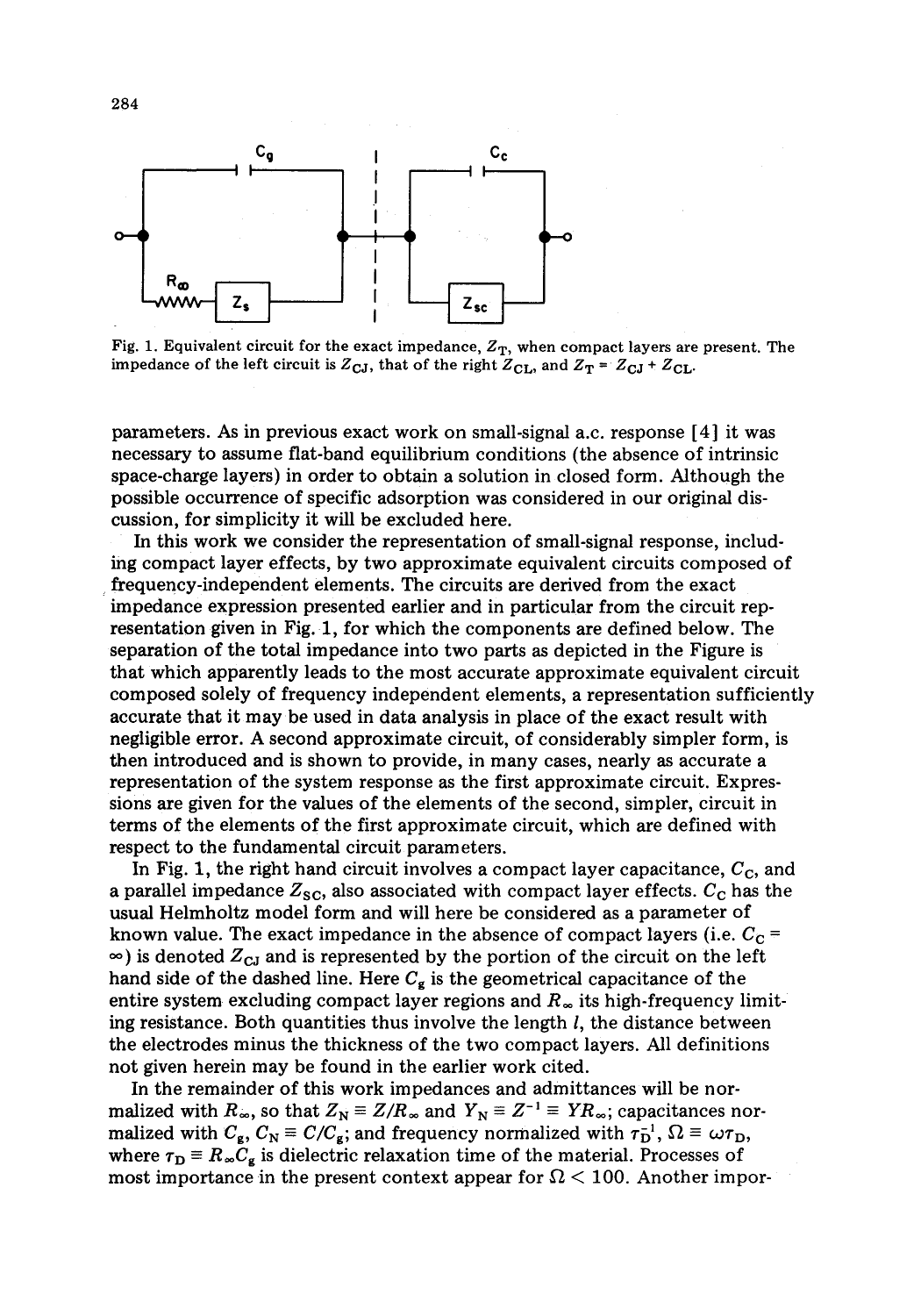Fig. 1. Equivalent circuit for the exact impedance, $Z_T$, when compact layers are present. The impedance of the left circuit is $Z_{CJ}$, that of the right $Z_{CL}$, and $Z_T = Z_{CJ} + Z_{CL}$.

parameters. As in previous exact work on small-signal a.c. response [4] it was necessary to assume flat-band equilibrium conditions (the absence of intrinsic space-charge layers) in order to obtain a solution in closed form. Although the possible occurrence of specific adsorption was considered in our original discussion, for simplicity it will be excluded here.

In this work we consider the representation of small-signal response, including compact layer effects, by two approximate equivalent circuits composed of frequency-independent elements. The circuits are derived from the exact impedance expression presented earlier and in particular from the circuit representation given in Fig. 1, for which the components are defined below. The separation of the total impedance into two parts as depicted in the Figure is that which apparently leads to the most accurate approximate equivalent circuit composed solely of frequency independent elements, a representation sufficiently accurate that it may be used in data analysis in place of the exact result with negligible error. A second approximate circuit, of considerably simpler form, is then introduced and is shown to provide, in many cases, nearly as accurate a representation of the system response as the first approximate circuit. Expressions are given for the values of the elements of the second, simpler, circuit in terms of the elements of the first approximate circuit, which are defined with respect to the fundamental circuit parameters.

In Fig. 1, the right hand circuit involves a compact layer capacitance, $C_C$, and a parallel impedance $Z_{SC}$, also associated with compact layer effects. $C_C$ has the usual Helmholtz model form and will here be considered as a parameter of known value. The exact impedance in the absence of compact layers (i.e. $C_C = \infty$) is denoted $Z_{CJ}$ and is represented by the portion of the circuit on the left hand side of the dashed line. Here $C_g$ is the geometrical capacitance of the entire system excluding compact layer regions and $R_\infty$ its high-frequency limiting resistance. Both quantities thus involve the length $l$, the distance between the electrodes minus the thickness of the two compact layers. All definitions not given herein may be found in the earlier work cited.

In the remainder of this work impedances and admittances will be normalized with $R_\infty$, so that $Z_N \equiv Z/R_\infty$ and $Y_N \equiv Z^{-1} \equiv YR_\infty$; capacitances normalized with $C_g$, $C_N \equiv C/C_g$; and frequency normalized with $\tau_D^{-1}$, $\Omega \equiv \omega\tau_D$, where $\tau_D \equiv R_\infty C_g$ is dielectric relaxation time of the material. Processes of most importance in the present context appear for $\Omega < 100$. Another impor-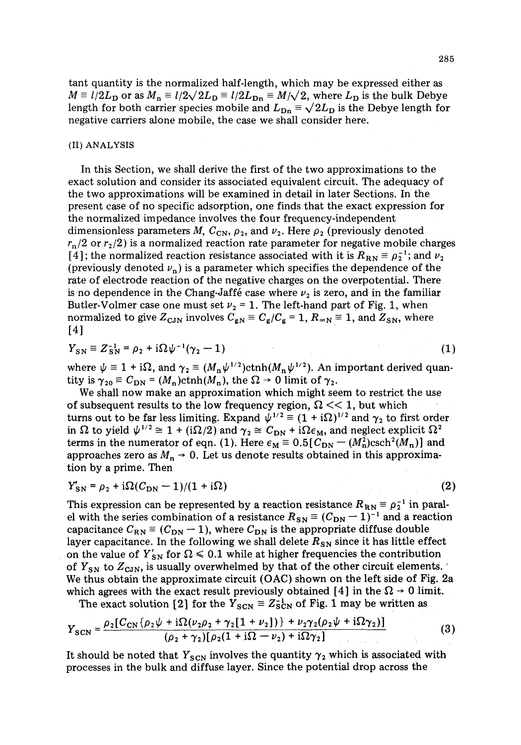tant quantity is the normalized half-length, which may be expressed either as $M \equiv l/2L_D$ or as $M_n \equiv l/2\sqrt{2}L_D \equiv l/2L_{Dn} \equiv M/\sqrt{2}$, where $L_D$ is the bulk Debye length for both carrier species mobile and $L_{Dn} \equiv \sqrt{2}L_D$ is the Debye length for negative carriers alone mobile, the case we shall consider here.

## (II) ANALYSIS

In this Section, we shall derive the first of the two approximations to the exact solution and consider its associated equivalent circuit. The adequacy of the two approximations will be examined in detail in later Sections. In the present case of no specific adsorption, one finds that the exact expression for the normalized impedance involves the four frequency-independent dimensionless parameters $M$, $C_{CN}$, $\rho_2$, and $\nu_2$. Here $\rho_2$ (previously denoted $r_n/2$ or $r_2/2$) is a normalized reaction rate parameter for negative mobile charges [4]; the normalized reaction resistance associated with it is $R_{RN} \equiv \rho_2^{-1}$; and $\nu_2$ (previously denoted $\nu_n$) is a parameter which specifies the dependence of the rate of electrode reaction of the negative charges on the overpotential. There is no dependence in the Chang-Jaffé case where $\nu_2$ is zero, and in the familiar Butler-Volmer case one must set $\nu_2 = 1$. The left-hand part of Fig. 1, when normalized to give $Z_{CJN}$ involves $C_{gN} \equiv C_g/C_g = 1$, $R_{\infty N} \equiv 1$, and $Z_{SN}$, where [4]

$$Y_{SN} \equiv Z_{SN}^{-1} = \rho_2 + i\Omega\psi^{-1}(\gamma_2 - 1) \tag{1}$$

where $\psi \equiv 1 + i\Omega$, and $\gamma_2 \equiv (M_n\psi^{1/2})\text{ctnh}(M_n\psi^{1/2})$. An important derived quantity is $\gamma_{20} \equiv C_{DN} = (M_n)\text{ctnh}(M_n)$, the $\Omega \to 0$ limit of $\gamma_2$.

We shall now make an approximation which might seem to restrict the use of subsequent results to the low frequency region, $\Omega << 1$, but which turns out to be far less limiting. Expand $\psi^{1/2} \equiv (1 + i\Omega)^{1/2}$ and $\gamma_2$ to first order in $\Omega$ to yield $\psi^{1/2} \cong 1 + (i\Omega/2)$ and $\gamma_2 \cong C_{DN} + i\Omega\epsilon_M$, and neglect explicit $\Omega^2$ terms in the numerator of eqn. (1). Here $\epsilon_M \equiv 0.5[C_{DN} - (M_n^2)\text{csch}^2(M_n)]$ and approaches zero as $M_n \to 0$. Let us denote results obtained in this approximation by a prime. Then

$$Y'_{SN} = \rho_2 + i\Omega(C_{DN} - 1)/(1 + i\Omega) \tag{2}$$

This expression can be represented by a reaction resistance $R_{RN} \equiv \rho_2^{-1}$ in parallel with the series combination of a resistance $R_{SN} \equiv (C_{DN} - 1)^{-1}$ and a reaction capacitance $C_{RN} \equiv (C_{DN} - 1)$, where $C_{DN}$ is the appropriate diffuse double layer capacitance. In the following we shall delete $R_{SN}$ since it has little effect on the value of $Y'_{SN}$ for $\Omega \leqslant 0.1$ while at higher frequencies the contribution of $Y_{SN}$ to $Z_{CJN}$, is usually overwhelmed by that of the other circuit elements. We thus obtain the approximate circuit (OAC) shown on the left side of Fig. 2a which agrees with the exact result previously obtained [4] in the $\Omega \to 0$ limit.

The exact solution [2] for the $Y_{SCN} \equiv Z_{SCN}^{-1}$ of Fig. 1 may be written as

$$Y_{SCN} = \frac{\rho_2[C_{CN}\{\rho_2\psi + i\Omega(\nu_2\rho_2 + \gamma_2[1 + \nu_2])\} + \nu_2\gamma_2(\rho_2\psi + i\Omega\gamma_2)]}{(\rho_2 + \gamma_2)[\rho_2(1 + i\Omega - \nu_2) + i\Omega\gamma_2]} \tag{3}$$

It should be noted that $Y_{SCN}$ involves the quantity $\gamma_2$ which is associated with processes in the bulk and diffuse layer. Since the potential drop across the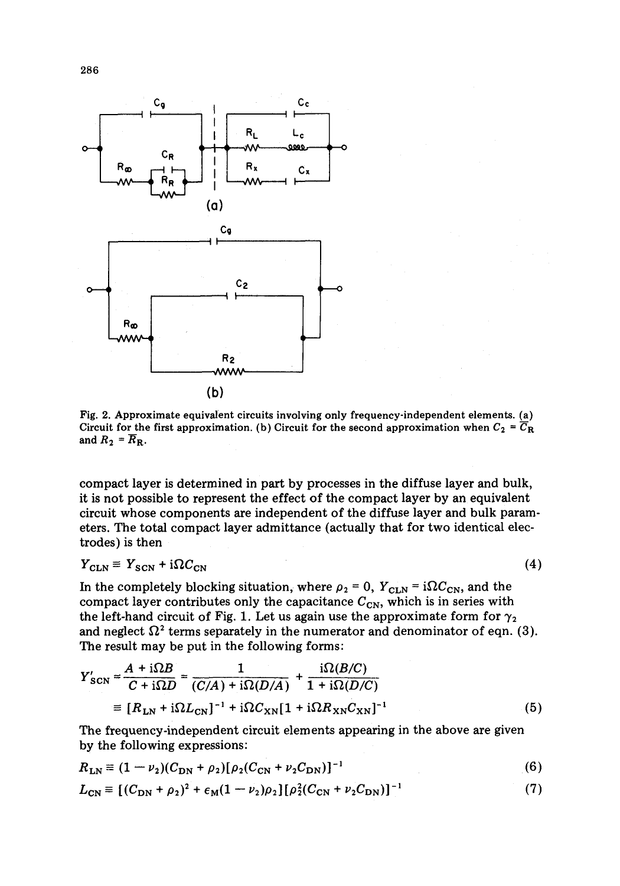Fig. 2. Approximate equivalent circuits involving only frequency-independent elements. (a) Circuit for the first approximation. (b) Circuit for the second approximation when $C_2 = \overline{C}_R$ and $R_2 = \overline{R}_R$.

compact layer is determined in part by processes in the diffuse layer and bulk, it is not possible to represent the effect of the compact layer by an equivalent circuit whose components are independent of the diffuse layer and bulk parameters. The total compact layer admittance (actually that for two identical electrodes) is then

$$Y_{CLN} \equiv Y_{SCN} + i\Omega C_{CN} \tag{4}$$

In the completely blocking situation, where $\rho_2 = 0$, $Y_{CLN} = i\Omega C_{CN}$, and the compact layer contributes only the capacitance $C_{CN}$, which is in series with the left-hand circuit of Fig. 1. Let us again use the approximate form for $\gamma_2$ and neglect $\Omega^2$ terms separately in the numerator and denominator of eqn. (3). The result may be put in the following forms:

$$\begin{aligned} Y'_{SCN} &= \frac{A + i\Omega B}{C + i\Omega D} = \frac{1}{(C/A) + i\Omega(D/A)} + \frac{i\Omega(B/C)}{1 + i\Omega(D/C)} \\ &\equiv [R_{LN} + i\Omega L_{CN}]^{-1} + i\Omega C_{XN}[1 + i\Omega R_{XN}C_{XN}]^{-1} \end{aligned} \tag{5}$$

The frequency-independent circuit elements appearing in the above are given by the following expressions:

$$R_{LN} \equiv (1 - \nu_2)(C_{DN} + \rho_2)[\rho_2(C_{CN} + \nu_2 C_{DN})]^{-1} \tag{6}$$

$$L_{CN} \equiv [(C_{DN} + \rho_2)^2 + \epsilon_M(1 - \nu_2)\rho_2][\rho_2^2(C_{CN} + \nu_2 C_{DN})]^{-1} \tag{7}$$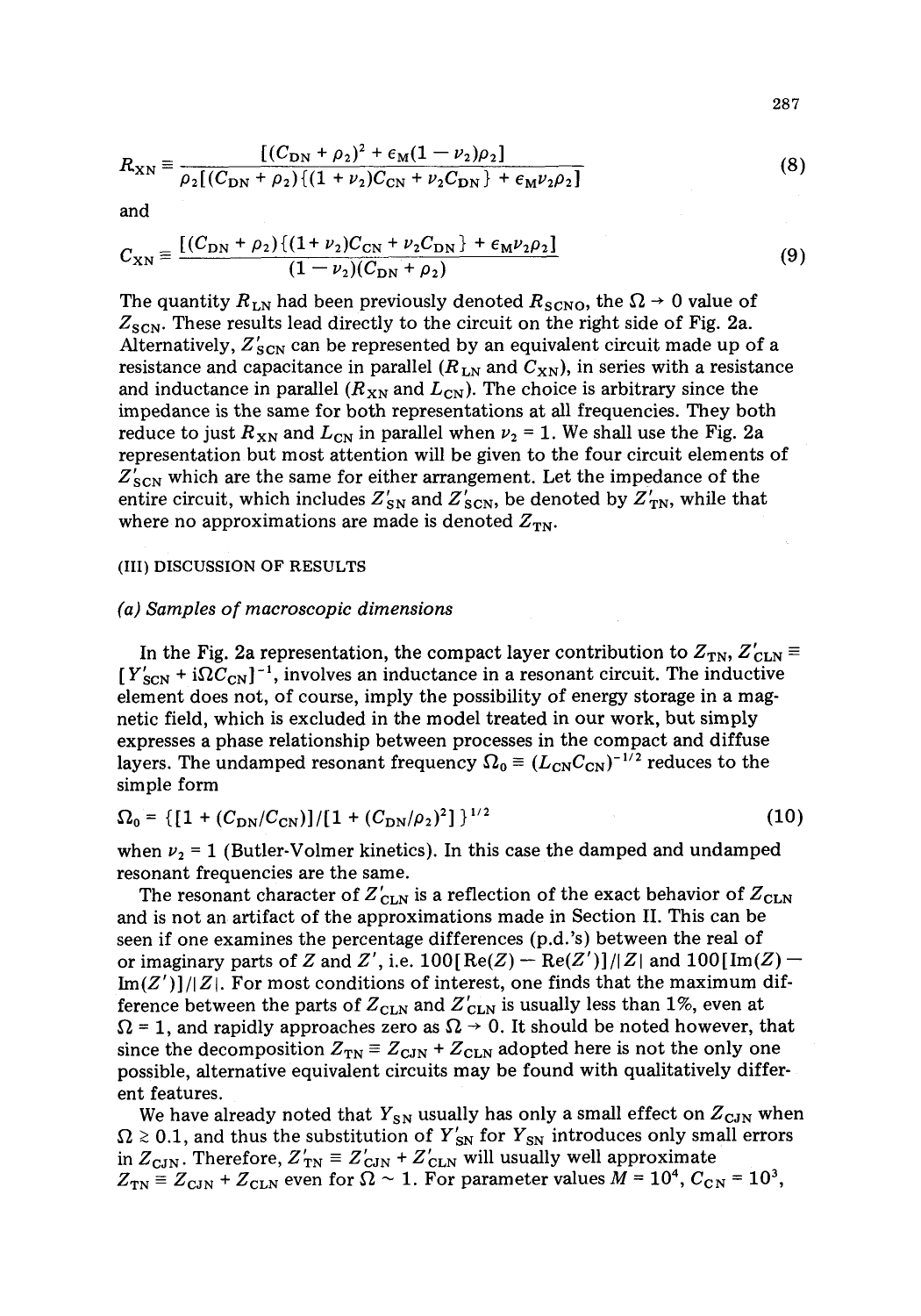$$R_{XN} \equiv \frac{[(C_{DN} + \rho_2)^2 + \epsilon_M(1 - \nu_2)\rho_2]}{\rho_2[(C_{DN} + \rho_2)\{(1 + \nu_2)C_{CN} + \nu_2 C_{DN}\} + \epsilon_M \nu_2 \rho_2]} \tag{8}$$

and

$$C_{XN} \equiv \frac{[(C_{DN} + \rho_2)\{(1 + \nu_2)C_{CN} + \nu_2 C_{DN}\} + \epsilon_M \nu_2 \rho_2]}{(1 - \nu_2)(C_{DN} + \rho_2)} \tag{9}$$

The quantity $R_{LN}$ had been previously denoted $R_{SCNO}$, the $\Omega \to 0$ value of $Z_{SCN}$. These results lead directly to the circuit on the right side of Fig. 2a. Alternatively, $Z'_{SCN}$ can be represented by an equivalent circuit made up of a resistance and capacitance in parallel ($R_{LN}$ and $C_{XN}$), in series with a resistance and inductance in parallel ($R_{XN}$ and $L_{CN}$). The choice is arbitrary since the impedance is the same for both representations at all frequencies. They both reduce to just $R_{XN}$ and $L_{CN}$ in parallel when $\nu_2 = 1$. We shall use the Fig. 2a representation but most attention will be given to the four circuit elements of $Z'_{SCN}$ which are the same for either arrangement. Let the impedance of the entire circuit, which includes $Z'_{SN}$ and $Z'_{SCN}$, be denoted by $Z'_{TN}$, while that where no approximations are made is denoted $Z_{TN}$.

## (III) DISCUSSION OF RESULTS

### *(a) Samples of macroscopic dimensions*

In the Fig. 2a representation, the compact layer contribution to $Z_{TN}$, $Z'_{CLN} \equiv [Y'_{SCN} + i\Omega C_{CN}]^{-1}$, involves an inductance in a resonant circuit. The inductive element does not, of course, imply the possibility of energy storage in a magnetic field, which is excluded in the model treated in our work, but simply expresses a phase relationship between processes in the compact and diffuse layers. The undamped resonant frequency $\Omega_0 \equiv (L_{CN}C_{CN})^{-1/2}$ reduces to the simple form

$$\Omega_0 = \{[1 + (C_{DN}/C_{CN})]/[1 + (C_{DN}/\rho_2)^2]\}^{1/2} \tag{10}$$

when $\nu_2 = 1$ (Butler-Volmer kinetics). In this case the damped and undamped resonant frequencies are the same.

The resonant character of $Z'_{CLN}$ is a reflection of the exact behavior of $Z_{CLN}$ and is not an artifact of the approximations made in Section II. This can be seen if one examines the percentage differences (p.d.'s) between the real of or imaginary parts of $Z$ and $Z'$, i.e. $100[\text{Re}(Z) - \text{Re}(Z')]/|Z|$ and $100[\text{Im}(Z) - \text{Im}(Z')]/|Z|$. For most conditions of interest, one finds that the maximum difference between the parts of $Z_{CLN}$ and $Z'_{CLN}$ is usually less than 1%, even at $\Omega = 1$, and rapidly approaches zero as $\Omega \to 0$. It should be noted however, that since the decomposition $Z_{TN} \equiv Z_{CJN} + Z_{CLN}$ adopted here is not the only one possible, alternative equivalent circuits may be found with qualitatively different features.

We have already noted that $Y_{SN}$ usually has only a small effect on $Z_{CJN}$ when $\Omega \gtrsim 0.1$, and thus the substitution of $Y'_{SN}$ for $Y_{SN}$ introduces only small errors in $Z_{CJN}$. Therefore, $Z'_{TN} \equiv Z'_{CJN} + Z'_{CLN}$ will usually well approximate $Z_{TN} \equiv Z_{CJN} + Z_{CLN}$ even for $\Omega \sim 1$. For parameter values $M = 10^4$, $C_{CN} = 10^3$,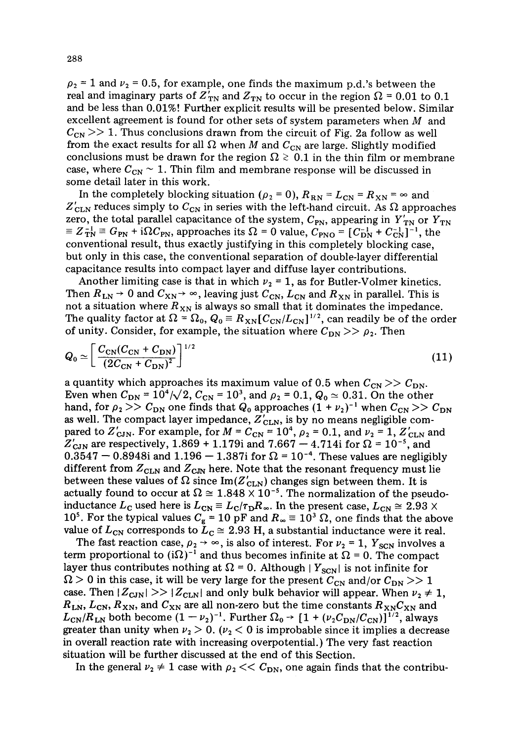$\rho_2 = 1$ and $\nu_2 = 0.5$, for example, one finds the maximum p.d.'s between the real and imaginary parts of $Z'_{TN}$ and $Z_{TN}$ to occur in the region $\Omega = 0.01$ to 0.1 and be less than 0.01%! Further explicit results will be presented below. Similar excellent agreement is found for other sets of system parameters when $M$ and $C_{CN} >> 1$. Thus conclusions drawn from the circuit of Fig. 2a follow as well from the exact results for all $\Omega$ when $M$ and $C_{CN}$ are large. Slightly modified conclusions must be drawn for the region $\Omega \gtrsim 0.1$ in the thin film or membrane case, where $C_{CN} \sim 1$. Thin film and membrane response will be discussed in some detail later in this work.

In the completely blocking situation ($\rho_2 = 0$), $R_{RN} = L_{CN} = R_{XN} = \infty$ and $Z'_{CLN}$ reduces simply to $C_{CN}$ in series with the left-hand circuit. As $\Omega$ approaches zero, the total parallel capacitance of the system, $C_{PN}$, appearing in $Y'_{TN}$ or $Y_{TN} \equiv Z_{TN}^{-1} \equiv G_{PN} + i\Omega C_{PN}$, approaches its $\Omega = 0$ value, $C_{PNO} = [C_{DN}^{-1} + C_{CN}^{-1}]^{-1}$, the conventional result, thus exactly justifying in this completely blocking case, but only in this case, the conventional separation of double-layer differential capacitance results into compact layer and diffuse layer contributions.

Another limiting case is that in which $\nu_2 = 1$, as for Butler-Volmer kinetics. Then $R_{LN} \to 0$ and $C_{XN} \to \infty$, leaving just $C_{CN}$, $L_{CN}$ and $R_{XN}$ in parallel. This is not a situation where $R_{XN}$ is always so small that it dominates the impedance. The quality factor at $\Omega = \Omega_0$, $Q_0 \equiv R_{XN}[C_{CN}/L_{CN}]^{1/2}$, can readily be of the order of unity. Consider, for example, the situation where $C_{DN} >> \rho_2$. Then

$$Q_0 \simeq \left[ \frac{C_{CN}(C_{CN} + C_{DN})}{(2C_{CN} + C_{DN})^2} \right]^{1/2} \tag{11}$$

a quantity which approaches its maximum value of 0.5 when $C_{CN} >> C_{DN}$. Even when $C_{DN} = 10^4/\sqrt{2}$, $C_{CN} = 10^3$, and $\rho_2 = 0.1$, $Q_0 \simeq 0.31$. On the other hand, for $\rho_2 >> C_{DN}$ one finds that $Q_0$ approaches $(1 + \nu_2)^{-1}$ when $C_{CN} >> C_{DN}$ as well. The compact layer impedance, $Z'_{CLN}$, is by no means negligible compared to $Z'_{CJN}$. For example, for $M = C_{CN} = 10^4$, $\rho_2 = 0.1$, and $\nu_2 = 1$, $Z'_{CLN}$ and $Z'_{CJN}$ are respectively, $1.869 + 1.179i$ and $7.667 - 4.714i$ for $\Omega = 10^{-5}$, and $0.3547 - 0.8948i$ and $1.196 - 1.387i$ for $\Omega = 10^{-4}$. These values are negligibly different from $Z_{CLN}$ and $Z_{CJN}$ here. Note that the resonant frequency must lie between these values of $\Omega$ since $\text{Im}(Z'_{CLN})$ changes sign between them. It is actually found to occur at $\Omega \cong 1.848 \times 10^{-5}$. The normalization of the pseudo-inductance $L_C$ used here is $L_{CN} \equiv L_C/\tau_D R_\infty$. In the present case, $L_{CN} \cong 2.93 \times 10^5$. For the typical values $C_g = 10$ pF and $R_\infty \equiv 10^3\ \Omega$, one finds that the above value of $L_{CN}$ corresponds to $L_C \cong 2.93$ H, a substantial inductance were it real.

The fast reaction case, $\rho_2 \to \infty$, is also of interest. For $\nu_2 = 1$, $Y_{SCN}$ involves a term proportional to $(i\Omega)^{-1}$ and thus becomes infinite at $\Omega = 0$. The compact layer thus contributes nothing at $\Omega = 0$. Although $|Y_{SCN}|$ is not infinite for $\Omega > 0$ in this case, it will be very large for the present $C_{CN}$ and/or $C_{DN} >> 1$ case. Then $|Z_{CJN}| >> |Z_{CLN}|$ and only bulk behavior will appear. When $\nu_2 \neq 1$, $R_{LN}$, $L_{CN}$, $R_{XN}$, and $C_{XN}$ are all non-zero but the time constants $R_{XN}C_{XN}$ and $L_{CN}/R_{LN}$ both become $(1 - \nu_2)^{-1}$. Further $\Omega_0 \to [1 + (\nu_2 C_{DN}/C_{CN})]^{1/2}$, always greater than unity when $\nu_2 > 0$. ($\nu_2 < 0$ is improbable since it implies a decrease in overall reaction rate with increasing overpotential.) The very fast reaction situation will be further discussed at the end of this Section.

In the general $\nu_2 \neq 1$ case with $\rho_2 << C_{DN}$, one again finds that the contribu-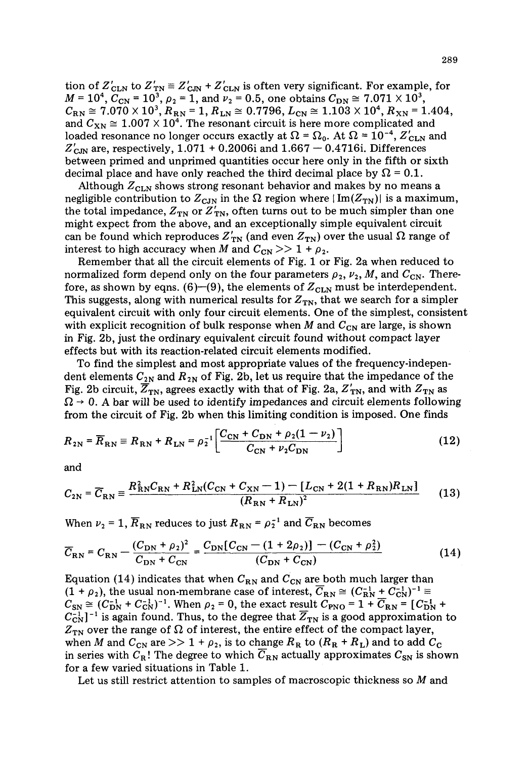tion of $Z'_{\mathrm{CLN}}$ to $Z'_{\mathrm{TN}} \equiv Z'_{\mathrm{CJN}} + Z'_{\mathrm{CLN}}$ is often very significant. For example, for $M = 10^4$, $C_{\mathrm{CN}} = 10^3$, $\rho_2 = 1$, and $\nu_2 = 0.5$, one obtains $C_{\mathrm{DN}} \cong 7.071 \times 10^3$, $C_{\mathrm{RN}} \cong 7.070 \times 10^3$, $R_{\mathrm{RN}} = 1$, $R_{\mathrm{LN}} \cong 0.7796$, $L_{\mathrm{CN}} \cong 1.103 \times 10^4$, $R_{\mathrm{XN}} = 1.404$, and $C_{\mathrm{XN}} \cong 1.007 \times 10^4$. The resonant circuit is here more complicated and loaded resonance no longer occurs exactly at $\Omega = \Omega_0$. At $\Omega = 10^{-4}$, $Z'_{\mathrm{CLN}}$ and $Z'_{\mathrm{CJN}}$ are, respectively, $1.071 + 0.2006i$ and $1.667 - 0.4716i$. Differences between primed and unprimed quantities occur here only in the fifth or sixth decimal place and have only reached the third decimal place by $\Omega = 0.1$.

Although $Z_{\mathrm{CLN}}$ shows strong resonant behavior and makes by no means a negligible contribution to $Z_{\mathrm{CJN}}$ in the $\Omega$ region where $|\mathrm{Im}(Z_{\mathrm{TN}})|$ is a maximum, the total impedance, $Z_{\mathrm{TN}}$ or $Z'_{\mathrm{TN}}$, often turns out to be much simpler than one might expect from the above, and an exceptionally simple equivalent circuit can be found which reproduces $Z'_{\mathrm{TN}}$ (and even $Z_{\mathrm{TN}}$) over the usual $\Omega$ range of interest to high accuracy when $M$ and $C_{\mathrm{CN}} >> 1 + \rho_2$.

Remember that all the circuit elements of Fig. 1 or Fig. 2a when reduced to normalized form depend only on the four parameters $\rho_2$, $\nu_2$, $M$, and $C_{\mathrm{CN}}$. Therefore, as shown by eqns. (6)–(9), the elements of $Z_{\mathrm{CLN}}$ must be interdependent. This suggests, along with numerical results for $Z_{\mathrm{TN}}$, that we search for a simpler equivalent circuit with only four circuit elements. One of the simplest, consistent with explicit recognition of bulk response when $M$ and $C_{\mathrm{CN}}$ are large, is shown in Fig. 2b, just the ordinary equivalent circuit found without compact layer effects but with its reaction-related circuit elements modified.

To find the simplest and most appropriate values of the frequency-independent elements $C_{2\mathrm{N}}$ and $R_{2\mathrm{N}}$ of Fig. 2b, let us require that the impedance of the Fig. 2b circuit, $\bar{Z}_{\mathrm{TN}}$, agrees exactly with that of Fig. 2a, $Z'_{\mathrm{TN}}$, and with $Z_{\mathrm{TN}}$ as $\Omega \to 0$. A bar will be used to identify impedances and circuit elements following from the circuit of Fig. 2b when this limiting condition is imposed. One finds

$$R_{2\mathrm{N}} = \bar{R}_{\mathrm{RN}} \equiv R_{\mathrm{RN}} + R_{\mathrm{LN}} = \rho_2^{-1}\left[\frac{C_{\mathrm{CN}} + C_{\mathrm{DN}} + \rho_2(1-\nu_2)}{C_{\mathrm{CN}} + \nu_2 C_{\mathrm{DN}}}\right] \tag{12}$$

and

$$C_{2\mathrm{N}} = \bar{C}_{\mathrm{RN}} \equiv \frac{R_{\mathrm{RN}}^2 C_{\mathrm{RN}} + R_{\mathrm{LN}}^2 (C_{\mathrm{CN}} + C_{\mathrm{XN}} - 1) - [L_{\mathrm{CN}} + 2(1 + R_{\mathrm{RN}})R_{\mathrm{LN}}]}{(R_{\mathrm{RN}} + R_{\mathrm{LN}})^2} \tag{13}$$

When $\nu_2 = 1$, $\bar{R}_{\mathrm{RN}}$ reduces to just $R_{\mathrm{RN}} = \rho_2^{-1}$ and $\bar{C}_{\mathrm{RN}}$ becomes

$$\bar{C}_{\mathrm{RN}} = C_{\mathrm{RN}} - \frac{(C_{\mathrm{DN}} + \rho_2)^2}{C_{\mathrm{DN}} + C_{\mathrm{CN}}} = \frac{C_{\mathrm{DN}}[C_{\mathrm{CN}} - (1 + 2\rho_2)] - (C_{\mathrm{CN}} + \rho_2^2)}{(C_{\mathrm{DN}} + C_{\mathrm{CN}})} \tag{14}$$

Equation (14) indicates that when $C_{\mathrm{RN}}$ and $C_{\mathrm{CN}}$ are both much larger than $(1 + \rho_2)$, the usual non-membrane case of interest, $\bar{C}_{\mathrm{RN}} \cong (C_{\mathrm{RN}}^{-1} + C_{\mathrm{CN}}^{-1})^{-1} \equiv C_{\mathrm{SN}} \cong (C_{\mathrm{DN}}^{-1} + C_{\mathrm{CN}}^{-1})^{-1}$. When $\rho_2 = 0$, the exact result $C_{\mathrm{PNO}} = 1 + \bar{C}_{\mathrm{RN}} = [C_{\mathrm{DN}}^{-1} + C_{\mathrm{CN}}^{-1}]^{-1}$ is again found. Thus, to the degree that $\bar{Z}_{\mathrm{TN}}$ is a good approximation to $Z_{\mathrm{TN}}$ over the range of $\Omega$ of interest, the entire effect of the compact layer, when $M$ and $C_{\mathrm{CN}}$ are $>> 1 + \rho_2$, is to change $R_{\mathrm{R}}$ to $(R_{\mathrm{R}} + R_{\mathrm{L}})$ and to add $C_{\mathrm{C}}$ in series with $C_{\mathrm{R}}$! The degree to which $\bar{C}_{\mathrm{RN}}$ actually approximates $C_{\mathrm{SN}}$ is shown for a few varied situations in Table 1.

Let us still restrict attention to samples of macroscopic thickness so $M$ and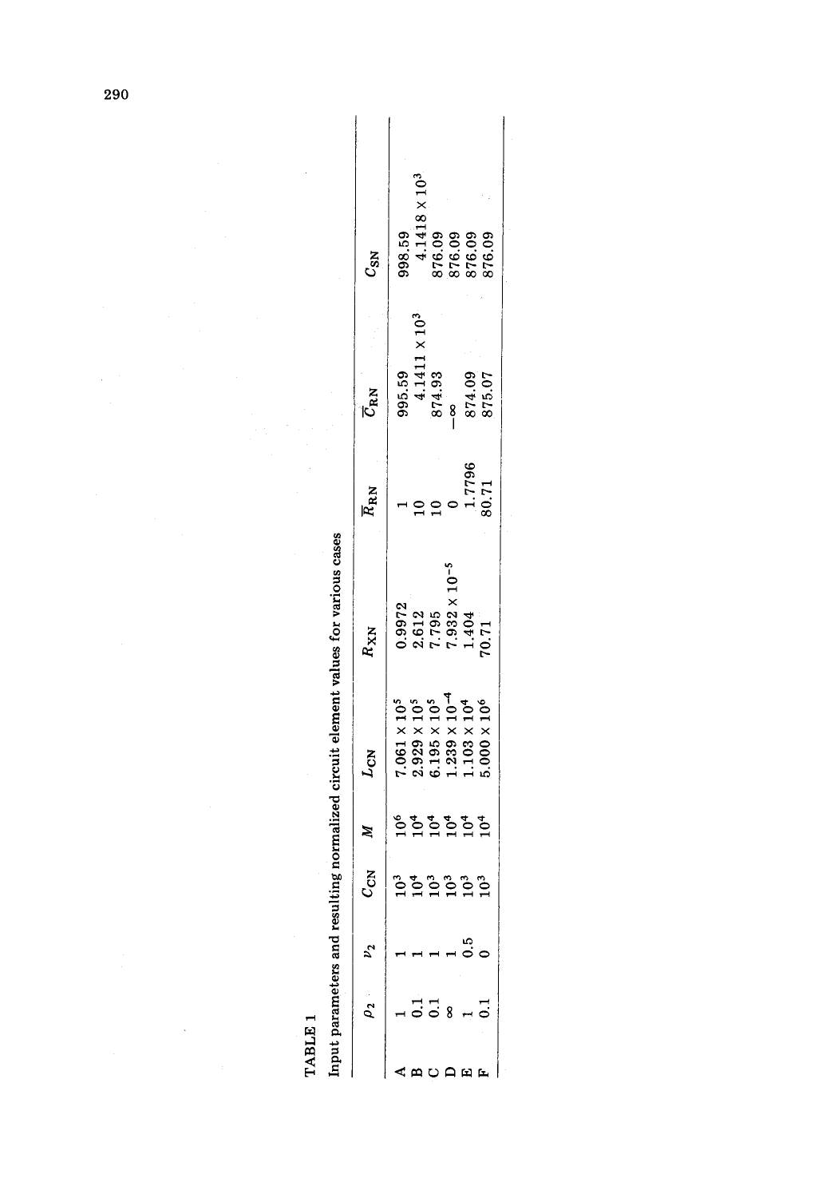TABLE 1

Input parameters and resulting normalized circuit element values for various cases

| | $\rho_2$ | $\nu_2$ | $C_{CN}$ | $M$ | $L_{CN}$ | $R_{XN}$ | $\bar{R}_{RN}$ | $\bar{C}_{RN}$ | $C_{SN}$ |
|---|---|---|---|---|---|---|---|---|---|
| A | 1 | 1 | $10^3$ | $10^6$ | $7.061 \times 10^5$ | 0.9972 | 1 | 995.59 | 998.59 |
| B | 0.1 | 1 | $10^4$ | $10^4$ | $2.929 \times 10^5$ | 2.612 | 10 | $4.1411 \times 10^3$ | $4.1418 \times 10^3$ |
| C | 0.1 | 1 | $10^3$ | $10^4$ | $6.195 \times 10^5$ | 7.795 | 10 | 874.93 | 876.09 |
| D | $\infty$ | 1 | $10^3$ | $10^4$ | $1.239 \times 10^{-4}$ | $7.932 \times 10^{-5}$ | 0 | $-\infty$ | 876.09 |
| E | 1 | 0.5 | $10^3$ | $10^4$ | $1.103 \times 10^4$ | 1.404 | 1.7796 | 874.09 | 876.09 |
| F | 0.1 | 0 | $10^3$ | $10^4$ | $5.000 \times 10^6$ | 70.71 | 80.71 | 875.07 | 876.09 |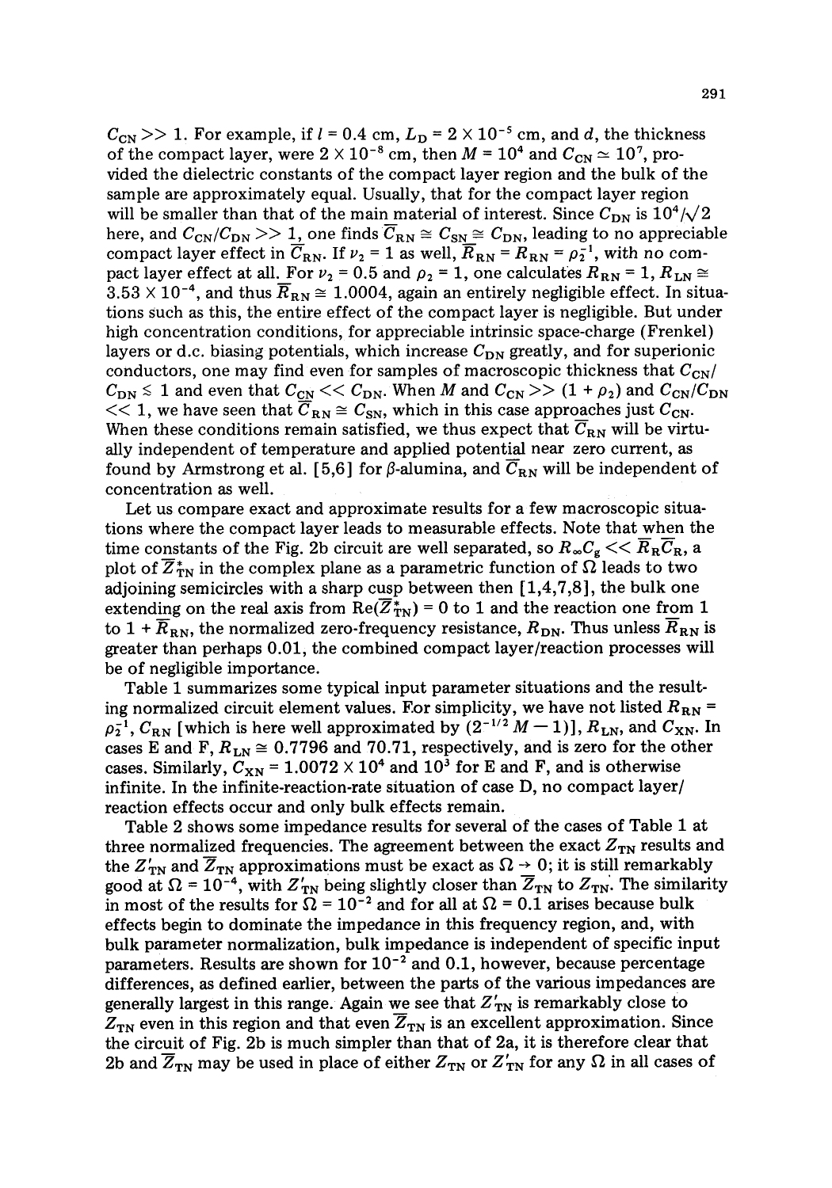$C_{CN} >> 1$. For example, if $l = 0.4$ cm, $L_D = 2 \times 10^{-5}$ cm, and $d$, the thickness of the compact layer, were $2 \times 10^{-8}$ cm, then $M = 10^4$ and $C_{CN} \simeq 10^7$, provided the dielectric constants of the compact layer region and the bulk of the sample are approximately equal. Usually, that for the compact layer region will be smaller than that of the main material of interest. Since $C_{DN}$ is $10^4/\sqrt{2}$ here, and $C_{CN}/C_{DN} >> 1$, one finds $\overline{C}_{RN} \cong C_{SN} \cong C_{DN}$, leading to no appreciable compact layer effect in $\overline{C}_{RN}$. If $\nu_2 = 1$ as well, $\overline{R}_{RN} = R_{RN} = \rho_2^{-1}$, with no compact layer effect at all. For $\nu_2 = 0.5$ and $\rho_2 = 1$, one calculates $R_{RN} = 1$, $R_{LN} \cong 3.53 \times 10^{-4}$, and thus $\overline{R}_{RN} \cong 1.0004$, again an entirely negligible effect. In situations such as this, the entire effect of the compact layer is negligible. But under high concentration conditions, for appreciable intrinsic space-charge (Frenkel) layers or d.c. biasing potentials, which increase $C_{DN}$ greatly, and for superionic conductors, one may find even for samples of macroscopic thickness that $C_{CN}/C_{DN} \lesssim 1$ and even that $C_{CN} << C_{DN}$. When $M$ and $C_{CN} >> (1 + \rho_2)$ and $C_{CN}/C_{DN} << 1$, we have seen that $\overline{C}_{RN} \cong C_{SN}$, which in this case approaches just $C_{CN}$. When these conditions remain satisfied, we thus expect that $\overline{C}_{RN}$ will be virtually independent of temperature and applied potential near zero current, as found by Armstrong et al. [5,6] for $\beta$-alumina, and $\overline{C}_{RN}$ will be independent of concentration as well.

Let us compare exact and approximate results for a few macroscopic situations where the compact layer leads to measurable effects. Note that when the time constants of the Fig. 2b circuit are well separated, so $R_\infty C_g << \overline{R}_R \overline{C}_R$, a plot of $\overline{Z}^*_{TN}$ in the complex plane as a parametric function of $\Omega$ leads to two adjoining semicircles with a sharp cusp between then [1,4,7,8], the bulk one extending on the real axis from $\mathrm{Re}(\overline{Z}^*_{TN}) = 0$ to 1 and the reaction one from 1 to $1 + \overline{R}_{RN}$, the normalized zero-frequency resistance, $R_{DN}$. Thus unless $\overline{R}_{RN}$ is greater than perhaps 0.01, the combined compact layer/reaction processes will be of negligible importance.

Table 1 summarizes some typical input parameter situations and the resulting normalized circuit element values. For simplicity, we have not listed $R_{RN} = \rho_2^{-1}$, $C_{RN}$ [which is here well approximated by $(2^{-1/2} M - 1)$], $R_{LN}$, and $C_{XN}$. In cases E and F, $R_{LN} \cong 0.7796$ and 70.71, respectively, and is zero for the other cases. Similarly, $C_{XN} = 1.0072 \times 10^4$ and $10^3$ for E and F, and is otherwise infinite. In the infinite-reaction-rate situation of case D, no compact layer/reaction effects occur and only bulk effects remain.

Table 2 shows some impedance results for several of the cases of Table 1 at three normalized frequencies. The agreement between the exact $Z_{TN}$ results and the $Z'_{TN}$ and $\overline{Z}_{TN}$ approximations must be exact as $\Omega \to 0$; it is still remarkably good at $\Omega = 10^{-4}$, with $Z'_{TN}$ being slightly closer than $\overline{Z}_{TN}$ to $Z_{TN}$. The similarity in most of the results for $\Omega = 10^{-2}$ and for all at $\Omega = 0.1$ arises because bulk effects begin to dominate the impedance in this frequency region, and, with bulk parameter normalization, bulk impedance is independent of specific input parameters. Results are shown for $10^{-2}$ and 0.1, however, because percentage differences, as defined earlier, between the parts of the various impedances are generally largest in this range. Again we see that $Z'_{TN}$ is remarkably close to $Z_{TN}$ even in this region and that even $\overline{Z}_{TN}$ is an excellent approximation. Since the circuit of Fig. 2b is much simpler than that of 2a, it is therefore clear that 2b and $\overline{Z}_{TN}$ may be used in place of either $Z_{TN}$ or $Z'_{TN}$ for any $\Omega$ in all cases of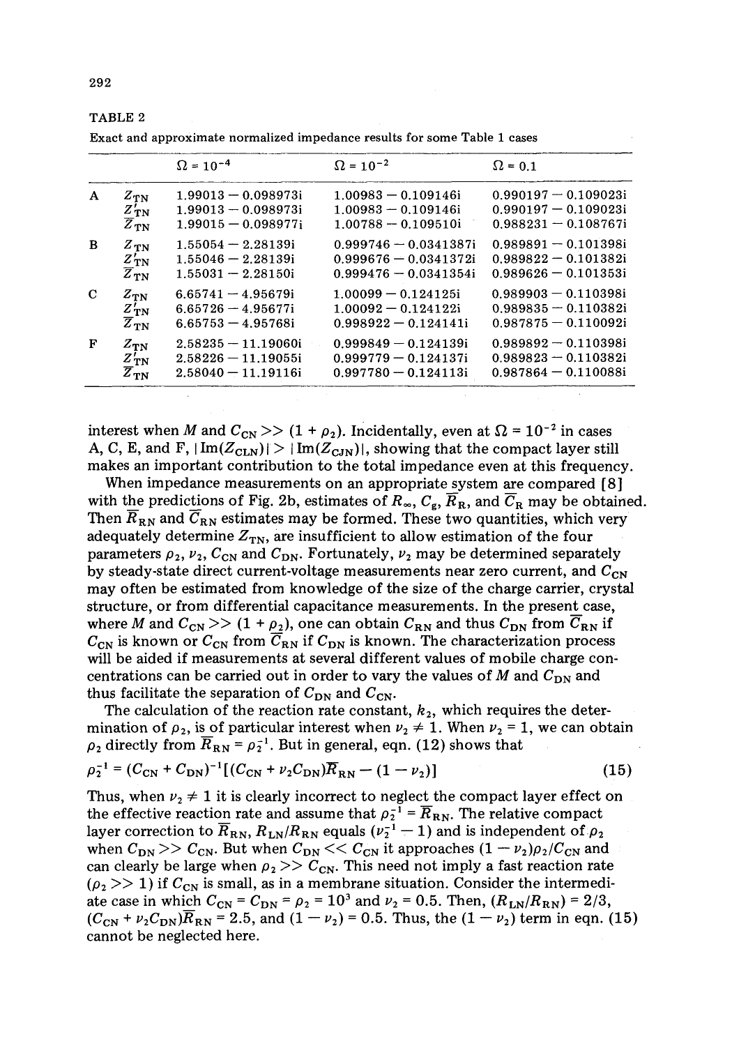TABLE 2

Exact and approximate normalized impedance results for some Table 1 cases

| | | $\Omega = 10^{-4}$ | $\Omega = 10^{-2}$ | $\Omega = 0.1$ |
|---|---|---|---|---|
| A | $Z_{TN}$ | 1.99013 − 0.098973i | 1.00983 − 0.109146i | 0.990197 − 0.109023i |
| | $Z'_{TN}$ | 1.99013 − 0.098973i | 1.00983 − 0.109146i | 0.990197 − 0.109023i |
| | $\overline{Z}_{TN}$ | 1.99015 − 0.098977i | 1.00788 − 0.109510i | 0.988231 − 0.108767i |
| B | $Z_{TN}$ | 1.55054 − 2.28139i | 0.999746 − 0.0341387i | 0.989891 − 0.101398i |
| | $Z'_{TN}$ | 1.55046 − 2.28139i | 0.999676 − 0.0341372i | 0.989822 − 0.101382i |
| | $\overline{Z}_{TN}$ | 1.55031 − 2.28150i | 0.999476 − 0.0341354i | 0.989626 − 0.101353i |
| C | $Z_{TN}$ | 6.65741 − 4.95679i | 1.00099 − 0.124125i | 0.989903 − 0.110398i |
| | $Z'_{TN}$ | 6.65726 − 4.95677i | 1.00092 − 0.124122i | 0.989835 − 0.110382i |
| | $\overline{Z}_{TN}$ | 6.65753 − 4.95768i | 0.998922 − 0.124141i | 0.987875 − 0.110092i |
| F | $Z_{TN}$ | 2.58235 − 11.19060i | 0.999849 − 0.124139i | 0.989892 − 0.110398i |
| | $Z'_{TN}$ | 2.58226 − 11.19055i | 0.999779 − 0.124137i | 0.989823 − 0.110382i |
| | $\overline{Z}_{TN}$ | 2.58040 − 11.19116i | 0.997780 − 0.124113i | 0.987864 − 0.110088i |

interest when $M$ and $C_{CN} >> (1 + \rho_2)$. Incidentally, even at $\Omega = 10^{-2}$ in cases A, C, E, and F, $|\text{Im}(Z_{CLN})| > |\text{Im}(Z_{CJN})|$, showing that the compact layer still makes an important contribution to the total impedance even at this frequency.

When impedance measurements on an appropriate system are compared [8] with the predictions of Fig. 2b, estimates of $R_\infty$, $C_g$, $\overline{R}_R$, and $\overline{C}_R$ may be obtained. Then $\overline{R}_{RN}$ and $\overline{C}_{RN}$ estimates may be formed. These two quantities, which very adequately determine $Z_{TN}$, are insufficient to allow estimation of the four parameters $\rho_2$, $\nu_2$, $C_{CN}$ and $C_{DN}$. Fortunately, $\nu_2$ may be determined separately by steady-state direct current-voltage measurements near zero current, and $C_{CN}$ may often be estimated from knowledge of the size of the charge carrier, crystal structure, or from differential capacitance measurements. In the present case, where $M$ and $C_{CN} >> (1 + \rho_2)$, one can obtain $C_{RN}$ and thus $C_{DN}$ from $\overline{C}_{RN}$ if $C_{CN}$ is known or $C_{CN}$ from $\overline{C}_{RN}$ if $C_{DN}$ is known. The characterization process will be aided if measurements at several different values of mobile charge concentrations can be carried out in order to vary the values of $M$ and $C_{DN}$ and thus facilitate the separation of $C_{DN}$ and $C_{CN}$.

The calculation of the reaction rate constant, $k_2$, which requires the determination of $\rho_2$, is of particular interest when $\nu_2 \neq 1$. When $\nu_2 = 1$, we can obtain $\rho_2$ directly from $\overline{R}_{RN} = \rho_2^{-1}$. But in general, eqn. (12) shows that

$$\rho_2^{-1} = (C_{CN} + C_{DN})^{-1}[(C_{CN} + \nu_2 C_{DN})\overline{R}_{RN} - (1 - \nu_2)] \tag{15}$$

Thus, when $\nu_2 \neq 1$ it is clearly incorrect to neglect the compact layer effect on the effective reaction rate and assume that $\rho_2^{-1} = \overline{R}_{RN}$. The relative compact layer correction to $\overline{R}_{RN}$, $R_{LN}/R_{RN}$ equals $(\nu_2^{-1} - 1)$ and is independent of $\rho_2$ when $C_{DN} >> C_{CN}$. But when $C_{DN} << C_{CN}$ it approaches $(1 - \nu_2)\rho_2/C_{CN}$ and can clearly be large when $\rho_2 >> C_{CN}$. This need not imply a fast reaction rate ($\rho_2 >> 1$) if $C_{CN}$ is small, as in a membrane situation. Consider the intermediate case in which $C_{CN} = C_{DN} = \rho_2 = 10^3$ and $\nu_2 = 0.5$. Then, $(R_{LN}/R_{RN}) = 2/3$, $(C_{CN} + \nu_2 C_{DN})\overline{R}_{RN} = 2.5$, and $(1 - \nu_2) = 0.5$. Thus, the $(1 - \nu_2)$ term in eqn. (15) cannot be neglected here.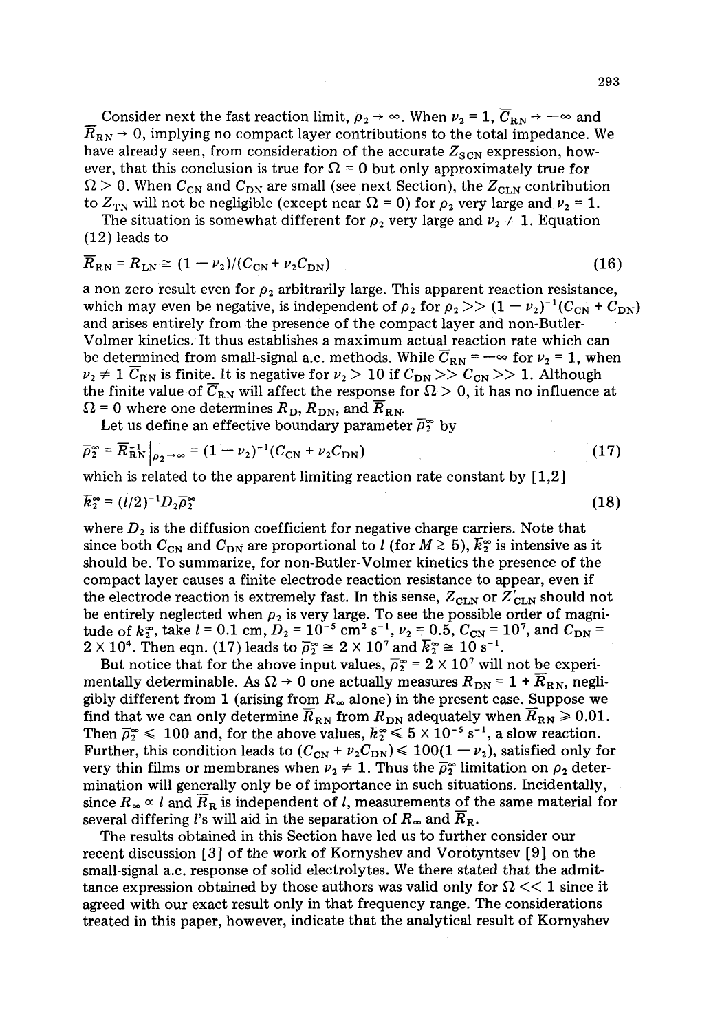Consider next the fast reaction limit, $\rho_2 \to \infty$. When $\nu_2 = 1$, $\overline{C}_{RN} \to -\infty$ and $\overline{R}_{RN} \to 0$, implying no compact layer contributions to the total impedance. We have already seen, from consideration of the accurate $Z_{SCN}$ expression, however, that this conclusion is true for $\Omega = 0$ but only approximately true for $\Omega > 0$. When $C_{CN}$ and $C_{DN}$ are small (see next Section), the $Z_{CLN}$ contribution to $Z_{TN}$ will not be negligible (except near $\Omega = 0$) for $\rho_2$ very large and $\nu_2 = 1$.

The situation is somewhat different for $\rho_2$ very large and $\nu_2 \neq 1$. Equation (12) leads to

$$\overline{R}_{RN} = R_{LN} \cong (1 - \nu_2)/(C_{CN} + \nu_2 C_{DN}) \tag{16}$$

a non zero result even for $\rho_2$ arbitrarily large. This apparent reaction resistance, which may even be negative, is independent of $\rho_2$ for $\rho_2 >> (1 - \nu_2)^{-1}(C_{CN} + C_{DN})$ and arises entirely from the presence of the compact layer and non-Butler-Volmer kinetics. It thus establishes a maximum actual reaction rate which can be determined from small-signal a.c. methods. While $\overline{C}_{RN} = -\infty$ for $\nu_2 = 1$, when $\nu_2 \neq 1$ $\overline{C}_{RN}$ is finite. It is negative for $\nu_2 > 10$ if $C_{DN} >> C_{CN} >> 1$. Although the finite value of $\overline{C}_{RN}$ will affect the response for $\Omega > 0$, it has no influence at $\Omega = 0$ where one determines $R_D$, $R_{DN}$, and $\overline{R}_{RN}$.

Let us define an effective boundary parameter $\overline{\rho}_2^\infty$ by

$$\overline{\rho}_2^\infty = \overline{R}_{RN}^{-1}\Big|_{\rho_2 \to \infty} = (1 - \nu_2)^{-1}(C_{CN} + \nu_2 C_{DN}) \tag{17}$$

which is related to the apparent limiting reaction rate constant by [1,2]

$$\overline{k}_2^\infty = (l/2)^{-1} D_2 \overline{\rho}_2^\infty \tag{18}$$

where $D_2$ is the diffusion coefficient for negative charge carriers. Note that since both $C_{CN}$ and $C_{DN}$ are proportional to $l$ (for $M \gtrsim 5$), $\overline{k}_2^\infty$ is intensive as it should be. To summarize, for non-Butler-Volmer kinetics the presence of the compact layer causes a finite electrode reaction resistance to appear, even if the electrode reaction is extremely fast. In this sense, $Z_{CLN}$ or $Z'_{CLN}$ should not be entirely neglected when $\rho_2$ is very large. To see the possible order of magnitude of $k_2^\infty$, take $l = 0.1$ cm, $D_2 = 10^{-5}$ cm$^2$ s$^{-1}$, $\nu_2 = 0.5$, $C_{CN} = 10^7$, and $C_{DN} = 2 \times 10^4$. Then eqn. (17) leads to $\overline{\rho}_2^\infty \cong 2 \times 10^7$ and $\overline{k}_2^\infty \cong 10$ s$^{-1}$.

But notice that for the above input values, $\overline{\rho}_2^\infty = 2 \times 10^7$ will not be experimentally determinable. As $\Omega \to 0$ one actually measures $R_{DN} = 1 + \overline{R}_{RN}$, negligibly different from 1 (arising from $R_\infty$ alone) in the present case. Suppose we find that we can only determine $\overline{R}_{RN}$ from $R_{DN}$ adequately when $\overline{R}_{RN} \geqslant 0.01$. Then $\overline{\rho}_2^\infty \leqslant 100$ and, for the above values, $\overline{k}_2^\infty \leqslant 5 \times 10^{-5}$ s$^{-1}$, a slow reaction. Further, this condition leads to $(C_{CN} + \nu_2 C_{DN}) \leqslant 100(1 - \nu_2)$, satisfied only for very thin films or membranes when $\nu_2 \neq 1$. Thus the $\overline{\rho}_2^\infty$ limitation on $\rho_2$ determination will generally only be of importance in such situations. Incidentally, since $R_\infty \propto l$ and $\overline{R}_R$ is independent of $l$, measurements of the same material for several differing $l$'s will aid in the separation of $R_\infty$ and $\overline{R}_R$.

The results obtained in this Section have led us to further consider our recent discussion [3] of the work of Kornyshev and Vorotyntsev [9] on the small-signal a.c. response of solid electrolytes. We there stated that the admittance expression obtained by those authors was valid only for $\Omega << 1$ since it agreed with our exact result only in that frequency range. The considerations treated in this paper, however, indicate that the analytical result of Kornyshev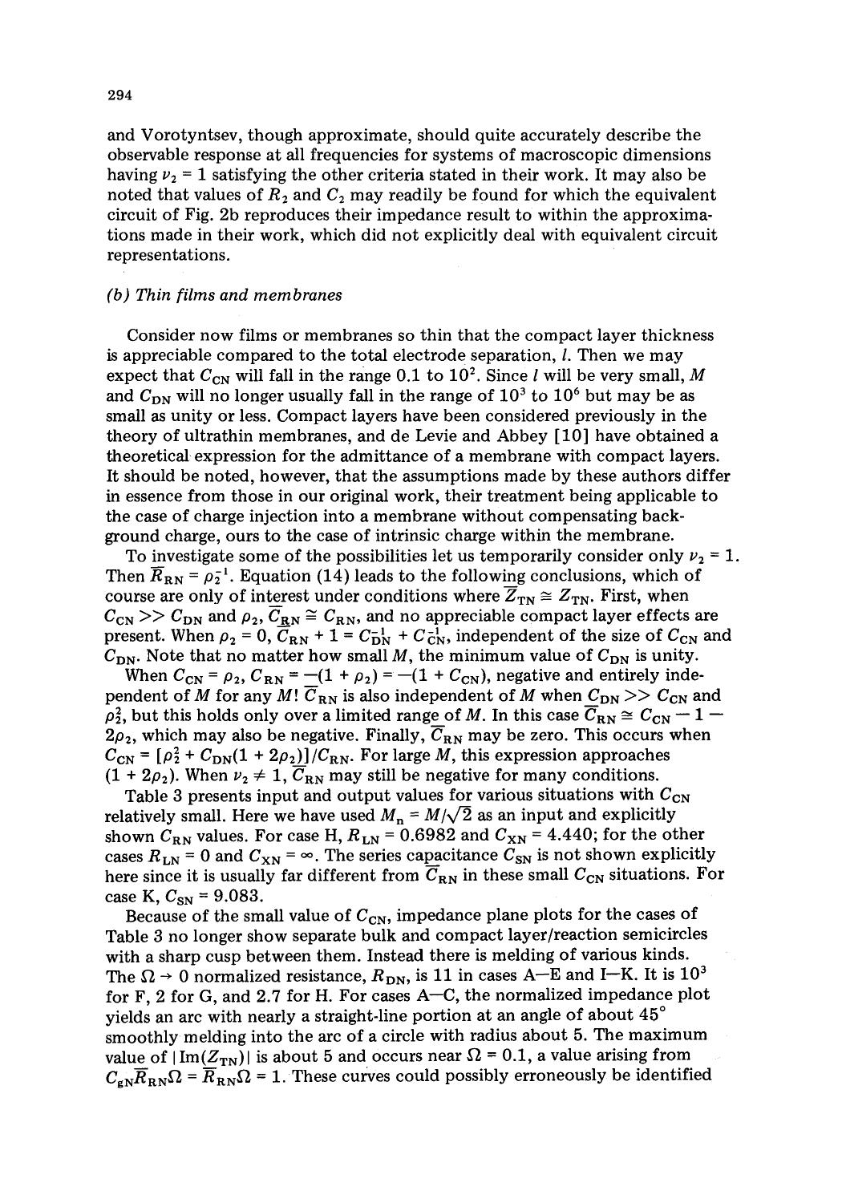and Vorotyntsev, though approximate, should quite accurately describe the observable response at all frequencies for systems of macroscopic dimensions having $\nu_2 = 1$ satisfying the other criteria stated in their work. It may also be noted that values of $R_2$ and $C_2$ may readily be found for which the equivalent circuit of Fig. 2b reproduces their impedance result to within the approximations made in their work, which did not explicitly deal with equivalent circuit representations.

### *(b) Thin films and membranes*

Consider now films or membranes so thin that the compact layer thickness is appreciable compared to the total electrode separation, $l$. Then we may expect that $C_{CN}$ will fall in the range 0.1 to $10^2$. Since $l$ will be very small, $M$ and $C_{DN}$ will no longer usually fall in the range of $10^3$ to $10^6$ but may be as small as unity or less. Compact layers have been considered previously in the theory of ultrathin membranes, and de Levie and Abbey [10] have obtained a theoretical expression for the admittance of a membrane with compact layers. It should be noted, however, that the assumptions made by these authors differ in essence from those in our original work, their treatment being applicable to the case of charge injection into a membrane without compensating background charge, ours to the case of intrinsic charge within the membrane.

To investigate some of the possibilities let us temporarily consider only $\nu_2 = 1$. Then $\overline{R}_{RN} = \rho_2^{-1}$. Equation (14) leads to the following conclusions, which of course are only of interest under conditions where $\overline{Z}_{TN} \cong Z_{TN}$. First, when $C_{CN} >> C_{DN}$ and $\rho_2$, $\overline{C}_{RN} \cong C_{RN}$, and no appreciable compact layer effects are present. When $\rho_2 = 0$, $\overline{C}_{RN} + 1 = C_{DN}^{-1} + C_{CN}^{-1}$, independent of the size of $C_{CN}$ and $C_{DN}$. Note that no matter how small $M$, the minimum value of $C_{DN}$ is unity.

When $C_{CN} = \rho_2$, $C_{RN} = -(1 + \rho_2) = -(1 + C_{CN})$, negative and entirely independent of $M$ for any $M$! $\overline{C}_{RN}$ is also independent of $M$ when $C_{DN} >> C_{CN}$ and $\rho_2^2$, but this holds only over a limited range of $M$. In this case $\overline{C}_{RN} \cong C_{CN} - 1 - 2\rho_2$, which may also be negative. Finally, $\overline{C}_{RN}$ may be zero. This occurs when $C_{CN} = [\rho_2^2 + C_{DN}(1 + 2\rho_2)]/C_{RN}$. For large $M$, this expression approaches $(1 + 2\rho_2)$. When $\nu_2 \neq 1$, $\overline{C}_{RN}$ may still be negative for many conditions.

Table 3 presents input and output values for various situations with $C_{CN}$ relatively small. Here we have used $M_n = M/\sqrt{2}$ as an input and explicitly shown $C_{RN}$ values. For case H, $R_{LN} = 0.6982$ and $C_{XN} = 4.440$; for the other cases $R_{LN} = 0$ and $C_{XN} = \infty$. The series capacitance $C_{SN}$ is not shown explicitly here since it is usually far different from $\overline{C}_{RN}$ in these small $C_{CN}$ situations. For case K, $C_{SN} = 9.083$.

Because of the small value of $C_{CN}$, impedance plane plots for the cases of Table 3 no longer show separate bulk and compact layer/reaction semicircles with a sharp cusp between them. Instead there is melding of various kinds. The $\Omega \to 0$ normalized resistance, $R_{DN}$, is 11 in cases A—E and I—K. It is $10^3$ for F, 2 for G, and 2.7 for H. For cases A—C, the normalized impedance plot yields an arc with nearly a straight-line portion at an angle of about 45° smoothly melding into the arc of a circle with radius about 5. The maximum value of $|\text{Im}(Z_{TN})|$ is about 5 and occurs near $\Omega = 0.1$, a value arising from $C_{gN}\overline{R}_{RN}\Omega = \overline{R}_{RN}\Omega = 1$. These curves could possibly erroneously be identified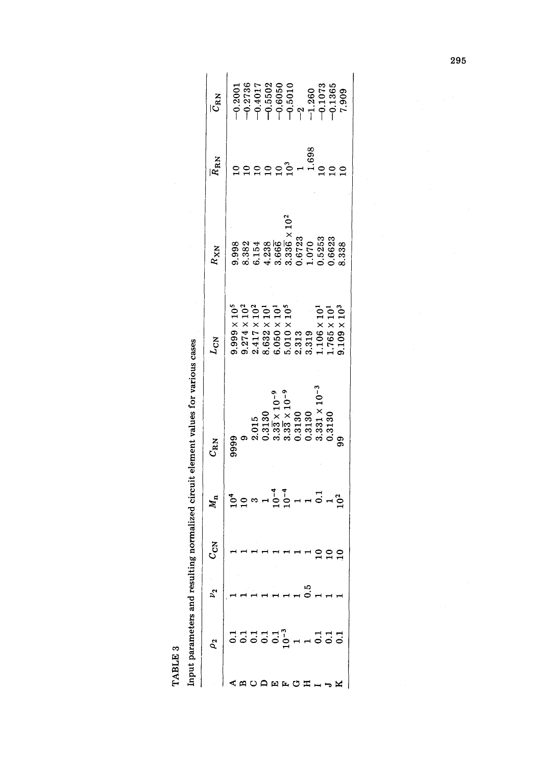TABLE 3

Input parameters and resulting normalized circuit element values for various cases

| | $\rho_2$ | $\nu_2$ | $C_{\mathrm{CN}}$ | $M_{\mathrm{n}}$ | $C_{\mathrm{RN}}$ | $L_{\mathrm{CN}}$ | $R_{\mathrm{XN}}$ | $\overline{R}_{\mathrm{RN}}$ | $\overline{C}_{\mathrm{RN}}$ |
|---|---|---|---|---|---|---|---|---|---|
| A | 0.1 | 1 | 1 | $10^4$ | 9999 | $9.999 \times 10^5$ | 9.998 | 10 | −0.2001 |
| B | 0.1 | 1 | 1 | 10 | 9 | $9.274 \times 10^2$ | 8.382 | 10 | −0.2736 |
| C | 0.1 | 1 | 1 | 3 | 2.015 | $2.417 \times 10^2$ | 6.154 | 10 | −0.4017 |
| D | 0.1 | 1 | 1 | 1 | 0.3130 | $8.632 \times 10^1$ | 4.238 | 10 | −0.5502 |
| E | 0.1 | 1 | 1 | $10^{-4}$ | $3.3\overline{3} \times 10^{-9}$ | $6.050 \times 10^1$ | $3.66\overline{6}$ | 10 | −0.6050 |
| F | $10^{-3}$ | 1 | 1 | $10^{-4}$ | $3.3\overline{3} \times 10^{-9}$ | $5.010 \times 10^5$ | $3.33\overline{6} \times 10^2$ | $10^3$ | −0.5010 |
| G | 1 | 1 | 1 | 1 | 0.3130 | 2.313 | 0.6723 | 1 | −2 |
| H | 1 | 0.5 | 1 | 1 | 0.3130 | 3.319 | 1.070 | 1.698 | −1.260 |
| I | 0.1 | 1 | 10 | 0.1 | $3.331 \times 10^{-3}$ | $1.106 \times 10^1$ | 0.5253 | 10 | −0.1073 |
| J | 0.1 | 1 | 10 | 1 | 0.3130 | $1.765 \times 10^1$ | 0.6623 | 10 | −0.1365 |
| K | 0.1 | 1 | 10 | $10^2$ | 99 | $9.109 \times 10^3$ | 8.338 | 10 | 7.909 |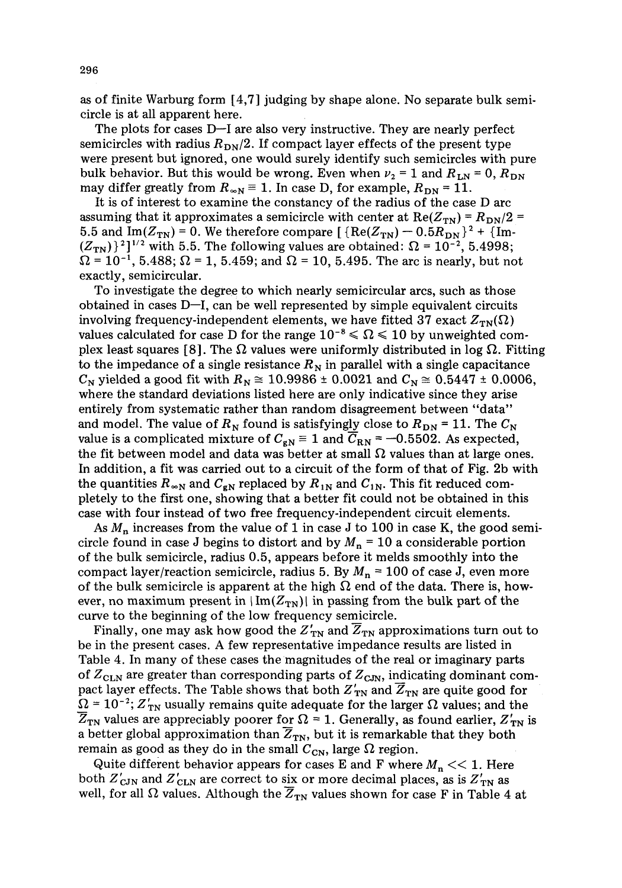as of finite Warburg form [4,7] judging by shape alone. No separate bulk semicircle is at all apparent here.

The plots for cases D—I are also very instructive. They are nearly perfect semicircles with radius $R_{DN}/2$. If compact layer effects of the present type were present but ignored, one would surely identify such semicircles with pure bulk behavior. But this would be wrong. Even when $\nu_2 = 1$ and $R_{LN} = 0$, $R_{DN}$ may differ greatly from $R_{\infty N} \equiv 1$. In case D, for example, $R_{DN} = 11$.

It is of interest to examine the constancy of the radius of the case D arc assuming that it approximates a semicircle with center at $\text{Re}(Z_{TN}) = R_{DN}/2 = 5.5$ and $\text{Im}(Z_{TN}) = 0$. We therefore compare $[\{\text{Re}(Z_{TN}) - 0.5R_{DN}\}^2 + \{\text{Im}(Z_{TN})\}^2]^{1/2}$ with 5.5. The following values are obtained: $\Omega = 10^{-2}$, 5.4998; $\Omega = 10^{-1}$, 5.488; $\Omega = 1$, 5.459; and $\Omega = 10$, 5.495. The arc is nearly, but not exactly, semicircular.

To investigate the degree to which nearly semicircular arcs, such as those obtained in cases D—I, can be well represented by simple equivalent circuits involving frequency-independent elements, we have fitted 37 exact $Z_{TN}(\Omega)$ values calculated for case D for the range $10^{-8} \leqslant \Omega \leqslant 10$ by unweighted complex least squares [8]. The $\Omega$ values were uniformly distributed in log $\Omega$. Fitting to the impedance of a single resistance $R_N$ in parallel with a single capacitance $C_N$ yielded a good fit with $R_N \cong 10.9986 \pm 0.0021$ and $C_N \cong 0.5447 \pm 0.0006$, where the standard deviations listed here are only indicative since they arise entirely from systematic rather than random disagreement between "data" and model. The value of $R_N$ found is satisfyingly close to $R_{DN} = 11$. The $C_N$ value is a complicated mixture of $C_{gN} \equiv 1$ and $\overline{C}_{RN} = -0.5502$. As expected, the fit between model and data was better at small $\Omega$ values than at large ones. In addition, a fit was carried out to a circuit of the form of that of Fig. 2b with the quantities $R_{\infty N}$ and $C_{gN}$ replaced by $R_{1N}$ and $C_{1N}$. This fit reduced completely to the first one, showing that a better fit could not be obtained in this case with four instead of two free frequency-independent circuit elements.

As $M_n$ increases from the value of 1 in case J to 100 in case K, the good semicircle found in case J begins to distort and by $M_n = 10$ a considerable portion of the bulk semicircle, radius 0.5, appears before it melds smoothly into the compact layer/reaction semicircle, radius 5. By $M_n = 100$ of case J, even more of the bulk semicircle is apparent at the high $\Omega$ end of the data. There is, however, no maximum present in $|\text{Im}(Z_{TN})|$ in passing from the bulk part of the curve to the beginning of the low frequency semicircle.

Finally, one may ask how good the $Z'_{TN}$ and $\overline{Z}_{TN}$ approximations turn out to be in the present cases. A few representative impedance results are listed in Table 4. In many of these cases the magnitudes of the real or imaginary parts of $Z_{CLN}$ are greater than corresponding parts of $Z_{CJN}$, indicating dominant compact layer effects. The Table shows that both $Z'_{TN}$ and $\overline{Z}_{TN}$ are quite good for $\Omega = 10^{-2}$; $Z'_{TN}$ usually remains quite adequate for the larger $\Omega$ values; and the $\overline{Z}_{TN}$ values are appreciably poorer for $\Omega = 1$. Generally, as found earlier, $Z'_{TN}$ is a better global approximation than $\overline{Z}_{TN}$, but it is remarkable that they both remain as good as they do in the small $C_{CN}$, large $\Omega$ region.

Quite different behavior appears for cases E and F where $M_n << 1$. Here both $Z'_{CJN}$ and $Z'_{CLN}$ are correct to six or more decimal places, as is $Z'_{TN}$ as well, for all $\Omega$ values. Although the $\overline{Z}_{TN}$ values shown for case F in Table 4 at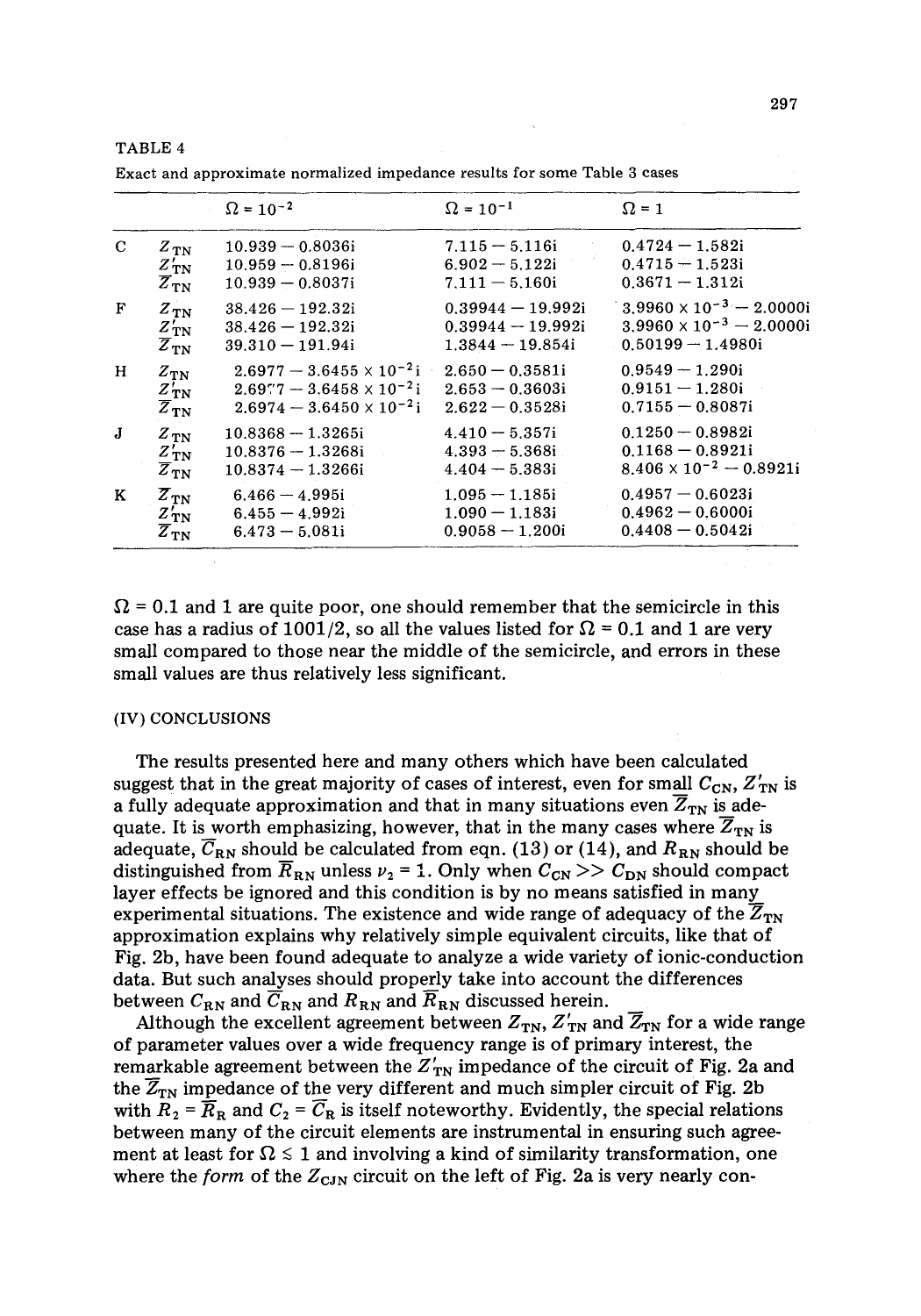TABLE 4

Exact and approximate normalized impedance results for some Table 3 cases

| | | $\Omega = 10^{-2}$ | $\Omega = 10^{-1}$ | $\Omega = 1$ |
|---|---|---|---|---|
| C | $Z_{TN}$ | $10.939 - 0.8036i$ | $7.115 - 5.116i$ | $0.4724 - 1.582i$ |
| | $Z'_{TN}$ | $10.959 - 0.8196i$ | $6.902 - 5.122i$ | $0.4715 - 1.523i$ |
| | $\overline{Z}_{TN}$ | $10.939 - 0.8037i$ | $7.111 - 5.160i$ | $0.3671 - 1.312i$ |
| F | $Z_{TN}$ | $38.426 - 192.32i$ | $0.39944 - 19.992i$ | $3.9960 \times 10^{-3} - 2.0000i$ |
| | $Z'_{TN}$ | $38.426 - 192.32i$ | $0.39944 - 19.992i$ | $3.9960 \times 10^{-3} - 2.0000i$ |
| | $\overline{Z}_{TN}$ | $39.310 - 191.94i$ | $1.3844 - 19.854i$ | $0.50199 - 1.4980i$ |
| H | $Z_{TN}$ | $2.6977 - 3.6455 \times 10^{-2}i$ | $2.650 - 0.3581i$ | $0.9549 - 1.290i$ |
| | $Z'_{TN}$ | $2.6977 - 3.6458 \times 10^{-2}i$ | $2.653 - 0.3603i$ | $0.9151 - 1.280i$ |
| | $\overline{Z}_{TN}$ | $2.6974 - 3.6450 \times 10^{-2}i$ | $2.622 - 0.3528i$ | $0.7155 - 0.8087i$ |
| J | $Z_{TN}$ | $10.8368 - 1.3265i$ | $4.410 - 5.357i$ | $0.1250 - 0.8982i$ |
| | $Z'_{TN}$ | $10.8376 - 1.3268i$ | $4.393 - 5.368i$ | $0.1168 - 0.8921i$ |
| | $\overline{Z}_{TN}$ | $10.8374 - 1.3266i$ | $4.404 - 5.383i$ | $8.406 \times 10^{-2} - 0.8921i$ |
| K | $Z_{TN}$ | $6.466 - 4.995i$ | $1.095 - 1.185i$ | $0.4957 - 0.6023i$ |
| | $Z'_{TN}$ | $6.455 - 4.992i$ | $1.090 - 1.183i$ | $0.4962 - 0.6000i$ |
| | $\overline{Z}_{TN}$ | $6.473 - 5.081i$ | $0.9058 - 1.200i$ | $0.4408 - 0.5042i$ |

$\Omega = 0.1$ and 1 are quite poor, one should remember that the semicircle in this case has a radius of 1001/2, so all the values listed for $\Omega = 0.1$ and 1 are very small compared to those near the middle of the semicircle, and errors in these small values are thus relatively less significant.

## (IV) CONCLUSIONS

The results presented here and many others which have been calculated suggest that in the great majority of cases of interest, even for small $C_{CN}$, $Z'_{TN}$ is a fully adequate approximation and that in many situations even $\overline{Z}_{TN}$ is adequate. It is worth emphasizing, however, that in the many cases where $\overline{Z}_{TN}$ is adequate, $\overline{C}_{RN}$ should be calculated from eqn. (13) or (14), and $R_{RN}$ should be distinguished from $\overline{R}_{RN}$ unless $\nu_2 = 1$. Only when $C_{CN} >> C_{DN}$ should compact layer effects be ignored and this condition is by no means satisfied in many experimental situations. The existence and wide range of adequacy of the $\overline{Z}_{TN}$ approximation explains why relatively simple equivalent circuits, like that of Fig. 2b, have been found adequate to analyze a wide variety of ionic-conduction data. But such analyses should properly take into account the differences between $C_{RN}$ and $\overline{C}_{RN}$ and $R_{RN}$ and $\overline{R}_{RN}$ discussed herein.

Although the excellent agreement between $Z_{TN}$, $Z'_{TN}$ and $\overline{Z}_{TN}$ for a wide range of parameter values over a wide frequency range is of primary interest, the remarkable agreement between the $Z'_{TN}$ impedance of the circuit of Fig. 2a and the $\overline{Z}_{TN}$ impedance of the very different and much simpler circuit of Fig. 2b with $R_2 = \overline{R}_R$ and $C_2 = \overline{C}_R$ is itself noteworthy. Evidently, the special relations between many of the circuit elements are instrumental in ensuring such agreement at least for $\Omega \leq 1$ and involving a kind of similarity transformation, one where the *form* of the $Z_{CJN}$ circuit on the left of Fig. 2a is very nearly con-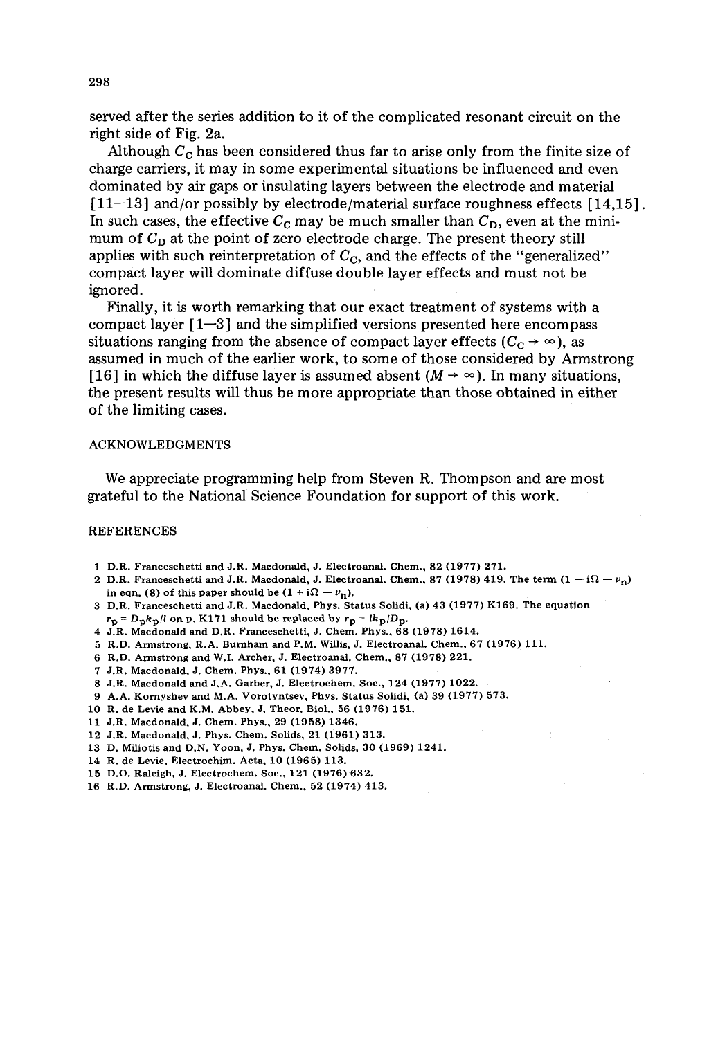served after the series addition to it of the complicated resonant circuit on the right side of Fig. 2a.

Although $C_C$ has been considered thus far to arise only from the finite size of charge carriers, it may in some experimental situations be influenced and even dominated by air gaps or insulating layers between the electrode and material [11–13] and/or possibly by electrode/material surface roughness effects [14,15]. In such cases, the effective $C_C$ may be much smaller than $C_D$, even at the minimum of $C_D$ at the point of zero electrode charge. The present theory still applies with such reinterpretation of $C_C$, and the effects of the "generalized" compact layer will dominate diffuse double layer effects and must not be ignored.

Finally, it is worth remarking that our exact treatment of systems with a compact layer [1–3] and the simplified versions presented here encompass situations ranging from the absence of compact layer effects ($C_C \to \infty$), as assumed in much of the earlier work, to some of those considered by Armstrong [16] in which the diffuse layer is assumed absent ($M \to \infty$). In many situations, the present results will thus be more appropriate than those obtained in either of the limiting cases.

## ACKNOWLEDGMENTS

We appreciate programming help from Steven R. Thompson and are most grateful to the National Science Foundation for support of this work.

## REFERENCES

1 D.R. Franceschetti and J.R. Macdonald, J. Electroanal. Chem., 82 (1977) 271.
2 D.R. Franceschetti and J.R. Macdonald, J. Electroanal. Chem., 87 (1978) 419. The term $(1 - i\Omega - \nu_n)$ in eqn. (8) of this paper should be $(1 + i\Omega - \nu_n)$.
3 D.R. Franceschetti and J.R. Macdonald, Phys. Status Solidi, (a) 43 (1977) K169. The equation $r_p = D_p k_p / l$ on p. K171 should be replaced by $r_p = l k_p / D_p$.
4 J.R. Macdonald and D.R. Franceschetti, J. Chem. Phys., 68 (1978) 1614.
5 R.D. Armstrong, R.A. Burnham and P.M. Willis, J. Electroanal. Chem., 67 (1976) 111.
6 R.D. Armstrong and W.I. Archer, J. Electroanal. Chem., 87 (1978) 221.
7 J.R. Macdonald, J. Chem. Phys., 61 (1974) 3977.
8 J.R. Macdonald and J.A. Garber, J. Electrochem. Soc., 124 (1977) 1022.
9 A.A. Kornyshev and M.A. Vorotyntsev, Phys. Status Solidi, (a) 39 (1977) 573.
10 R. de Levie and K.M. Abbey, J. Theor. Biol., 56 (1976) 151.
11 J.R. Macdonald, J. Chem. Phys., 29 (1958) 1346.
12 J.R. Macdonald, J. Phys. Chem. Solids, 21 (1961) 313.
13 D. Miliotis and D.N. Yoon, J. Phys. Chem. Solids, 30 (1969) 1241.
14 R. de Levie, Electrochim. Acta, 10 (1965) 113.
15 D.O. Raleigh, J. Electrochem. Soc., 121 (1976) 632.
16 R.D. Armstrong, J. Electroanal. Chem., 52 (1974) 413.